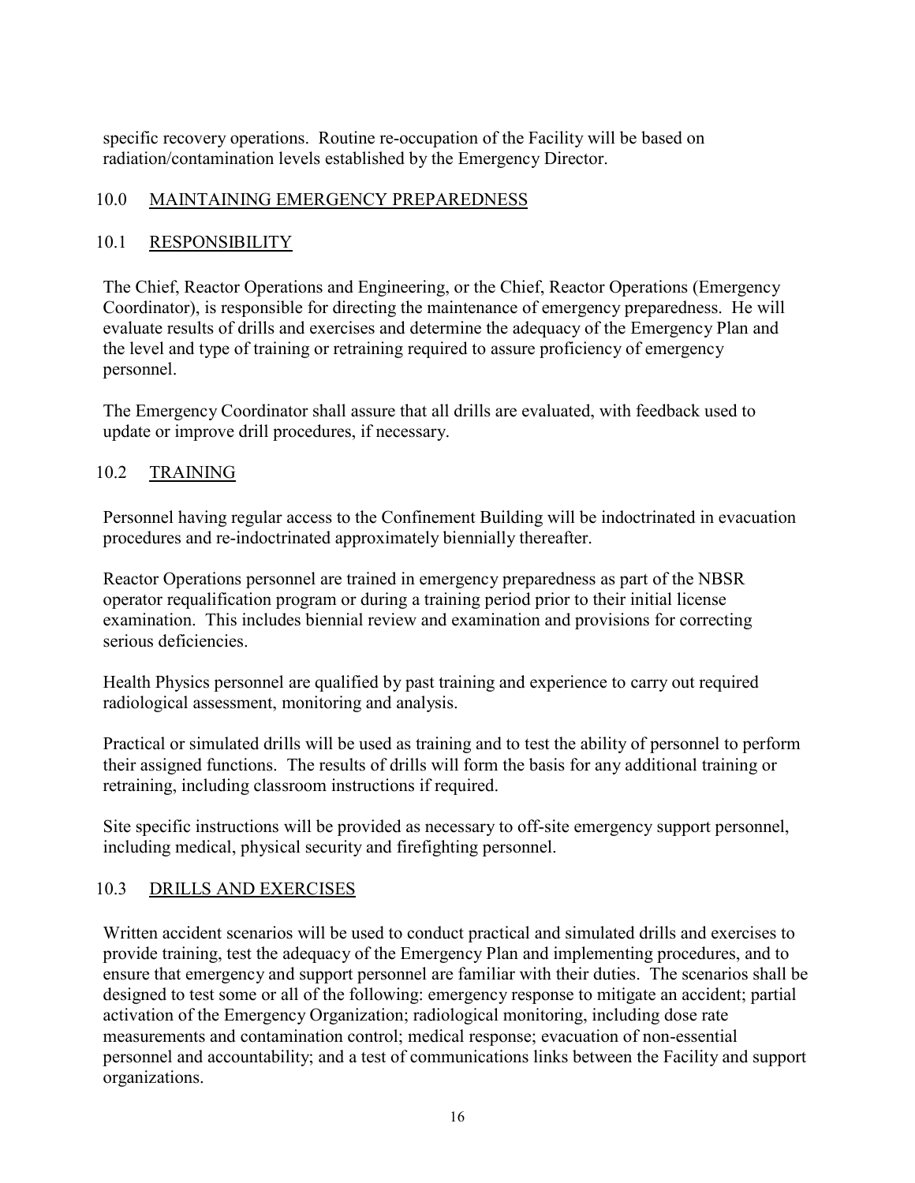specific recovery operations. Routine re-occupation of the Facility will be based on radiation/contamination levels established by the Emergency Director.

## 10.0 MAINTAINING EMERGENCY PREPAREDNESS

### 10.1 RESPONSIBILITY

The Chief, Reactor Operations and Engineering, or the Chief, Reactor Operations (Emergency Coordinator), is responsible for directing the maintenance of emergency preparedness. He will evaluate results of drills and exercises and determine the adequacy of the Emergency Plan and the level and type of training or retraining required to assure proficiency of emergency personnel.

The Emergency Coordinator shall assure that all drills are evaluated, with feedback used to update or improve drill procedures, if necessary.

### 10.2 TRAINING

Personnel having regular access to the Confinement Building will be indoctrinated in evacuation procedures and re-indoctrinated approximately biennially thereafter.

Reactor Operations personnel are trained in emergency preparedness as part of the NBSR operator requalification program or during a training period prior to their initial license examination. This includes biennial review and examination and provisions for correcting serious deficiencies.

Health Physics personnel are qualified by past training and experience to carry out required radiological assessment, monitoring and analysis.

Practical or simulated drills will be used as training and to test the ability of personnel to perform their assigned functions. The results of drills will form the basis for any additional training or retraining, including classroom instructions if required.

Site specific instructions will be provided as necessary to off-site emergency support personnel, including medical, physical security and firefighting personnel.

### 10.3 DRILLS AND EXERCISES

Written accident scenarios will be used to conduct practical and simulated drills and exercises to provide training, test the adequacy of the Emergency Plan and implementing procedures, and to ensure that emergency and support personnel are familiar with their duties. The scenarios shall be designed to test some or all of the following: emergency response to mitigate an accident; partial activation of the Emergency Organization; radiological monitoring, including dose rate measurements and contamination control; medical response; evacuation of non-essential personnel and accountability; and a test of communications links between the Facility and support organizations.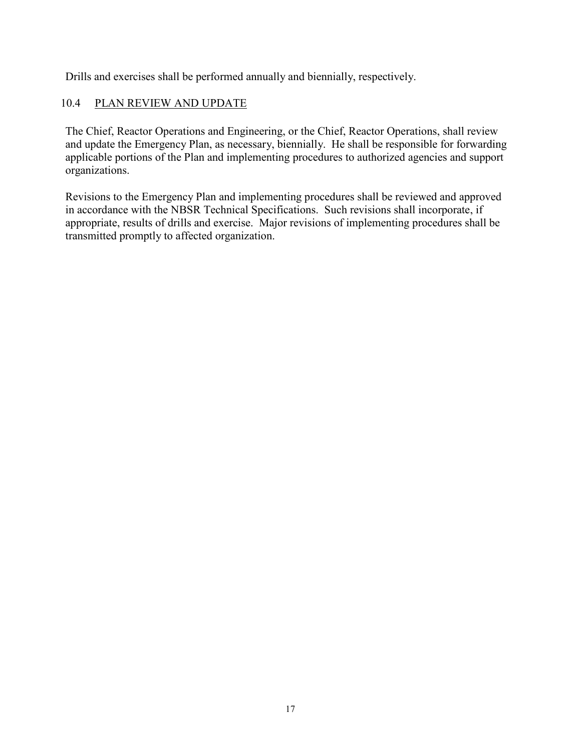Drills and exercises shall be performed annually and biennially, respectively.

## 10.4 PLAN REVIEW AND UPDATE

The Chief, Reactor Operations and Engineering, or the Chief, Reactor Operations, shall review and update the Emergency Plan, as necessary, biennially. He shall be responsible for forwarding applicable portions of the Plan and implementing procedures to authorized agencies and support organizations.

Revisions to the Emergency Plan and implementing procedures shall be reviewed and approved in accordance with the NBSR Technical Specifications. Such revisions shall incorporate, if appropriate, results of drills and exercise. Major revisions of implementing procedures shall be transmitted promptly to affected organization.